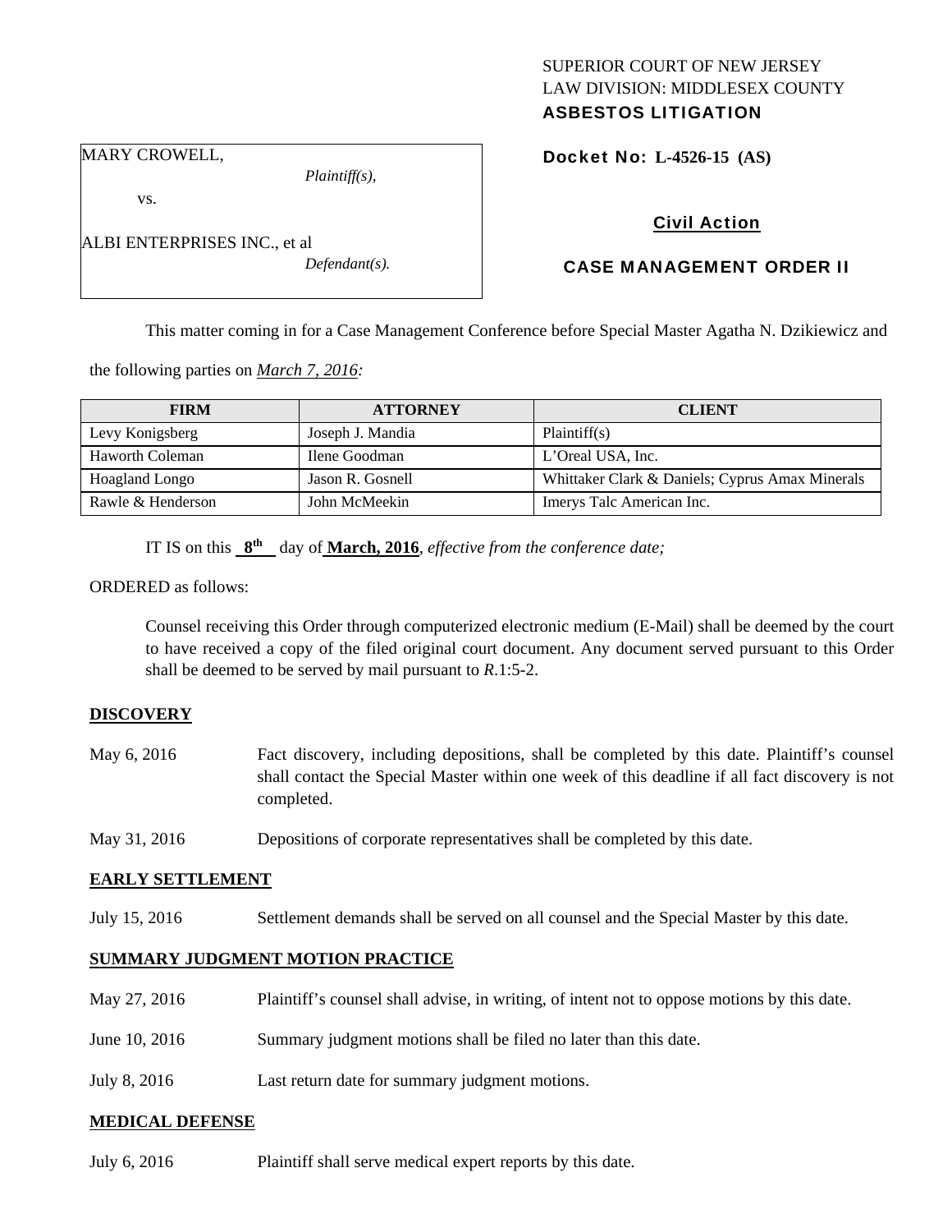SUPERIOR COURT OF NEW JERSEY
LAW DIVISION: MIDDLESEX COUNTY
**ASBESTOS LITIGATION**

MARY CROWELL,
*Plaintiff(s),*

vs.

ALBI ENTERPRISES INC., et al
*Defendant(s).*

**Docket No: L-4526-15 (AS)**

**Civil Action**

**CASE MANAGEMENT ORDER II**

This matter coming in for a Case Management Conference before Special Master Agatha N. Dzikiewicz and the following parties on *March 7, 2016:*

| FIRM | ATTORNEY | CLIENT |
|---|---|---|
| Levy Konigsberg | Joseph J. Mandia | Plaintiff(s) |
| Haworth Coleman | Ilene Goodman | L'Oreal USA, Inc. |
| Hoagland Longo | Jason R. Gosnell | Whittaker Clark & Daniels; Cyprus Amax Minerals |
| Rawle & Henderson | John McMeekin | Imerys Talc American Inc. |

IT IS on this **8th** day of **March, 2016**, *effective from the conference date;*

ORDERED as follows:

Counsel receiving this Order through computerized electronic medium (E-Mail) shall be deemed by the court to have received a copy of the filed original court document. Any document served pursuant to this Order shall be deemed to be served by mail pursuant to *R*.1:5-2.

**DISCOVERY**

May 6, 2016 — Fact discovery, including depositions, shall be completed by this date. Plaintiff's counsel shall contact the Special Master within one week of this deadline if all fact discovery is not completed.

May 31, 2016 — Depositions of corporate representatives shall be completed by this date.

**EARLY SETTLEMENT**

July 15, 2016 — Settlement demands shall be served on all counsel and the Special Master by this date.

**SUMMARY JUDGMENT MOTION PRACTICE**

May 27, 2016 — Plaintiff's counsel shall advise, in writing, of intent not to oppose motions by this date.

June 10, 2016 — Summary judgment motions shall be filed no later than this date.

July 8, 2016 — Last return date for summary judgment motions.

**MEDICAL DEFENSE**

July 6, 2016 — Plaintiff shall serve medical expert reports by this date.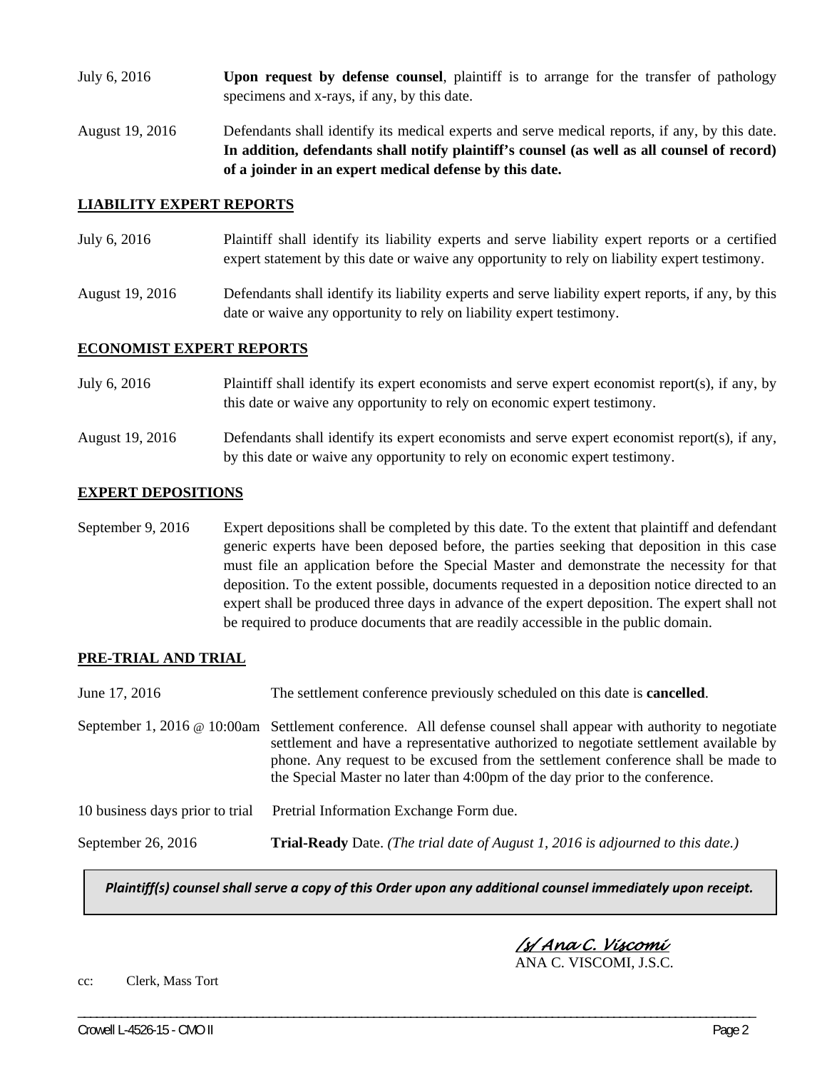July 6, 2016 **Upon request by defense counsel**, plaintiff is to arrange for the transfer of pathology specimens and x-rays, if any, by this date.

August 19, 2016 Defendants shall identify its medical experts and serve medical reports, if any, by this date. **In addition, defendants shall notify plaintiff's counsel (as well as all counsel of record) of a joinder in an expert medical defense by this date.**

## LIABILITY EXPERT REPORTS

July 6, 2016 Plaintiff shall identify its liability experts and serve liability expert reports or a certified expert statement by this date or waive any opportunity to rely on liability expert testimony.

August 19, 2016 Defendants shall identify its liability experts and serve liability expert reports, if any, by this date or waive any opportunity to rely on liability expert testimony.

## ECONOMIST EXPERT REPORTS

July 6, 2016 Plaintiff shall identify its expert economists and serve expert economist report(s), if any, by this date or waive any opportunity to rely on economic expert testimony.

August 19, 2016 Defendants shall identify its expert economists and serve expert economist report(s), if any, by this date or waive any opportunity to rely on economic expert testimony.

## EXPERT DEPOSITIONS

September 9, 2016 Expert depositions shall be completed by this date. To the extent that plaintiff and defendant generic experts have been deposed before, the parties seeking that deposition in this case must file an application before the Special Master and demonstrate the necessity for that deposition. To the extent possible, documents requested in a deposition notice directed to an expert shall be produced three days in advance of the expert deposition. The expert shall not be required to produce documents that are readily accessible in the public domain.

## PRE-TRIAL AND TRIAL

June 17, 2016 The settlement conference previously scheduled on this date is **cancelled**.

September 1, 2016 @ 10:00am Settlement conference. All defense counsel shall appear with authority to negotiate settlement and have a representative authorized to negotiate settlement available by phone. Any request to be excused from the settlement conference shall be made to the Special Master no later than 4:00pm of the day prior to the conference.

10 business days prior to trial Pretrial Information Exchange Form due.

September 26, 2016 **Trial-Ready** Date. *(The trial date of August 1, 2016 is adjourned to this date.)*

***Plaintiff(s) counsel shall serve a copy of this Order upon any additional counsel immediately upon receipt.***

*/s/ Ana C. Viscomi*
ANA C. VISCOMI, J.S.C.

cc: Clerk, Mass Tort